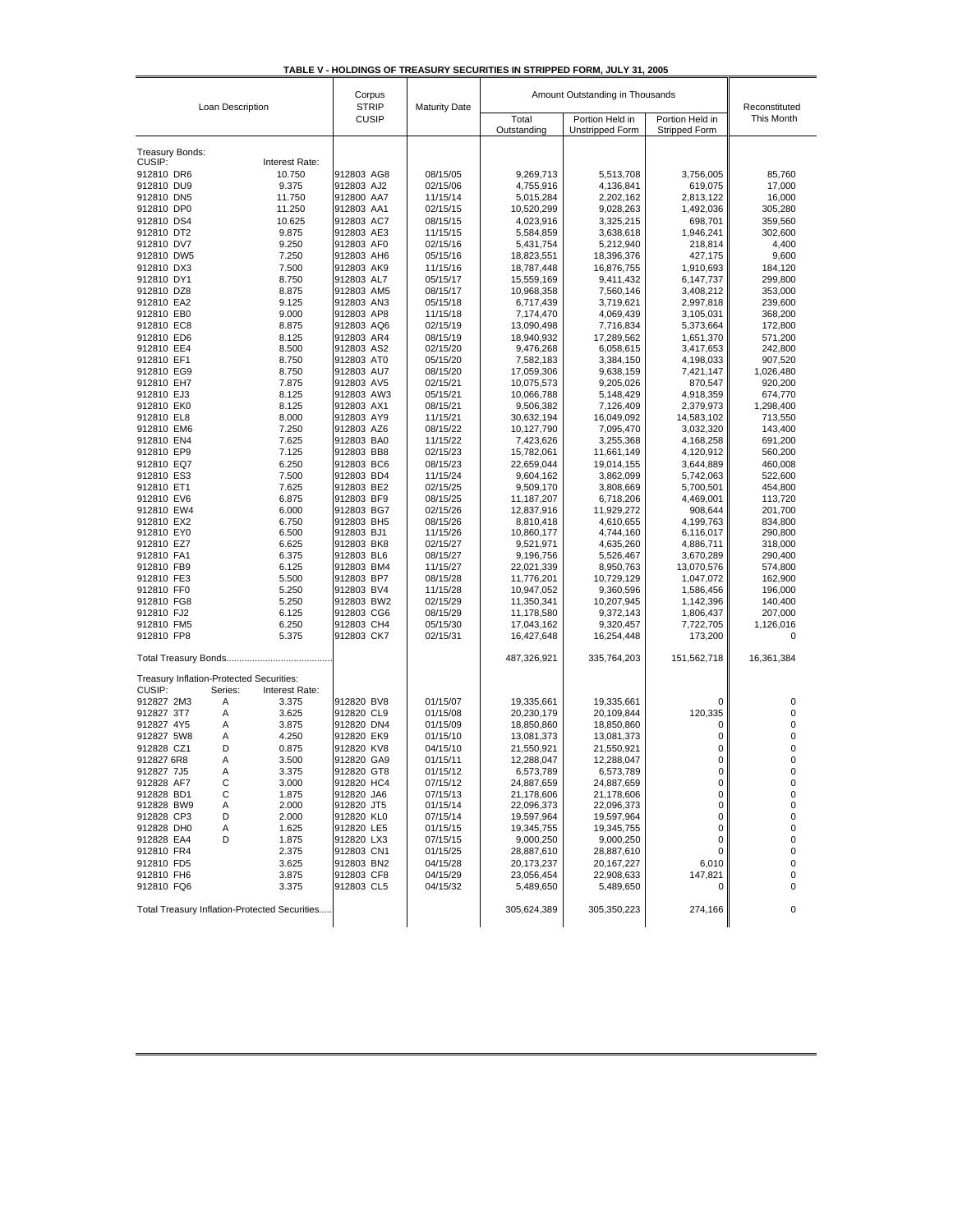**TABLE V - HOLDINGS OF TREASURY SECURITIES IN STRIPPED FORM, JULY 31, 2005**

| Loan Description | | | Corpus STRIP CUSIP | Maturity Date | Amount Outstanding in Thousands | | | Reconstituted This Month |
|---|---|---|---|---|---|---|---|---|
| | | | | | Total Outstanding | Portion Held in Unstripped Form | Portion Held in Stripped Form | |
| **Treasury Bonds:** | | | | | | | | |
| CUSIP: | | Interest Rate: | | | | | | |
| 912810 DR6 | | 10.750 | 912803 AG8 | 08/15/05 | 9,269,713 | 5,513,708 | 3,756,005 | 85,760 |
| 912810 DU9 | | 9.375 | 912803 AJ2 | 02/15/06 | 4,755,916 | 4,136,841 | 619,075 | 17,000 |
| 912810 DN5 | | 11.750 | 912800 AA7 | 11/15/14 | 5,015,284 | 2,202,162 | 2,813,122 | 16,000 |
| 912810 DP0 | | 11.250 | 912803 AA1 | 02/15/15 | 10,520,299 | 9,028,263 | 1,492,036 | 305,280 |
| 912810 DS4 | | 10.625 | 912803 AC7 | 08/15/15 | 4,023,916 | 3,325,215 | 698,701 | 359,560 |
| 912810 DT2 | | 9.875 | 912803 AE3 | 11/15/15 | 5,584,859 | 3,638,618 | 1,946,241 | 302,600 |
| 912810 DV7 | | 9.250 | 912803 AF0 | 02/15/16 | 5,431,754 | 5,212,940 | 218,814 | 4,400 |
| 912810 DW5 | | 7.250 | 912803 AH6 | 05/15/16 | 18,823,551 | 18,396,376 | 427,175 | 9,600 |
| 912810 DX3 | | 7.500 | 912803 AK9 | 11/15/16 | 18,787,448 | 16,876,755 | 1,910,693 | 184,120 |
| 912810 DY1 | | 8.750 | 912803 AL7 | 05/15/17 | 15,559,169 | 9,411,432 | 6,147,737 | 299,800 |
| 912810 DZ8 | | 8.875 | 912803 AM5 | 08/15/17 | 10,968,358 | 7,560,146 | 3,408,212 | 353,000 |
| 912810 EA2 | | 9.125 | 912803 AN3 | 05/15/18 | 6,717,439 | 3,719,621 | 2,997,818 | 239,600 |
| 912810 EB0 | | 9.000 | 912803 AP8 | 11/15/18 | 7,174,470 | 4,069,439 | 3,105,031 | 368,200 |
| 912810 EC8 | | 8.875 | 912803 AQ6 | 02/15/19 | 13,090,498 | 7,716,834 | 5,373,664 | 172,800 |
| 912810 ED6 | | 8.125 | 912803 AR4 | 08/15/19 | 18,940,932 | 17,289,562 | 1,651,370 | 571,200 |
| 912810 EE4 | | 8.500 | 912803 AS2 | 02/15/20 | 9,476,268 | 6,058,615 | 3,417,653 | 242,800 |
| 912810 EF1 | | 8.750 | 912803 AT0 | 05/15/20 | 7,582,183 | 3,384,150 | 4,198,033 | 907,520 |
| 912810 EG9 | | 8.750 | 912803 AU7 | 08/15/20 | 17,059,306 | 9,638,159 | 7,421,147 | 1,026,480 |
| 912810 EH7 | | 7.875 | 912803 AV5 | 02/15/21 | 10,075,573 | 9,205,026 | 870,547 | 920,200 |
| 912810 EJ3 | | 8.125 | 912803 AW3 | 05/15/21 | 10,066,788 | 5,148,429 | 4,918,359 | 674,770 |
| 912810 EK0 | | 8.125 | 912803 AX1 | 08/15/21 | 9,506,382 | 7,126,409 | 2,379,973 | 1,298,400 |
| 912810 EL8 | | 8.000 | 912803 AY9 | 11/15/21 | 30,632,194 | 16,049,092 | 14,583,102 | 713,550 |
| 912810 EM6 | | 7.250 | 912803 AZ6 | 08/15/22 | 10,127,790 | 7,095,470 | 3,032,320 | 143,400 |
| 912810 EN4 | | 7.625 | 912803 BA0 | 11/15/22 | 7,423,626 | 3,255,368 | 4,168,258 | 691,200 |
| 912810 EP9 | | 7.125 | 912803 BB8 | 02/15/23 | 15,782,061 | 11,661,149 | 4,120,912 | 560,200 |
| 912810 EQ7 | | 6.250 | 912803 BC6 | 08/15/23 | 22,659,044 | 19,014,155 | 3,644,889 | 460,008 |
| 912810 ES3 | | 7.500 | 912803 BD4 | 11/15/24 | 9,604,162 | 3,862,099 | 5,742,063 | 522,600 |
| 912810 ET1 | | 7.625 | 912803 BE2 | 02/15/25 | 9,509,170 | 3,808,669 | 5,700,501 | 454,800 |
| 912810 EV6 | | 6.875 | 912803 BF9 | 08/15/25 | 11,187,207 | 6,718,206 | 4,469,001 | 113,720 |
| 912810 EW4 | | 6.000 | 912803 BG7 | 02/15/26 | 12,837,916 | 11,929,272 | 908,644 | 201,700 |
| 912810 EX2 | | 6.750 | 912803 BH5 | 08/15/26 | 8,810,418 | 4,610,655 | 4,199,763 | 834,800 |
| 912810 EY0 | | 6.500 | 912803 BJ1 | 11/15/26 | 10,860,177 | 4,744,160 | 6,116,017 | 290,800 |
| 912810 EZ7 | | 6.625 | 912803 BK8 | 02/15/27 | 9,521,971 | 4,635,260 | 4,886,711 | 318,000 |
| 912810 FA1 | | 6.375 | 912803 BL6 | 08/15/27 | 9,196,756 | 5,526,467 | 3,670,289 | 290,400 |
| 912810 FB9 | | 6.125 | 912803 BM4 | 11/15/27 | 22,021,339 | 8,950,763 | 13,070,576 | 574,800 |
| 912810 FE3 | | 5.500 | 912803 BP7 | 08/15/28 | 11,776,201 | 10,729,129 | 1,047,072 | 162,900 |
| 912810 FF0 | | 5.250 | 912803 BV4 | 11/15/28 | 10,947,052 | 9,360,596 | 1,586,456 | 196,000 |
| 912810 FG8 | | 5.250 | 912803 BW2 | 02/15/29 | 11,350,341 | 10,207,945 | 1,142,396 | 140,400 |
| 912810 FJ2 | | 6.125 | 912803 CG6 | 08/15/29 | 11,178,580 | 9,372,143 | 1,806,437 | 207,000 |
| 912810 FM5 | | 6.250 | 912803 CH4 | 05/15/30 | 17,043,162 | 9,320,457 | 7,722,705 | 1,126,016 |
| 912810 FP8 | | 5.375 | 912803 CK7 | 02/15/31 | 16,427,648 | 16,254,448 | 173,200 | 0 |
| Total Treasury Bonds.......................................... | | | | | 487,326,921 | 335,764,203 | 151,562,718 | 16,361,384 |
| **Treasury Inflation-Protected Securities:** | | | | | | | | |
| CUSIP: | Series: | Interest Rate: | | | | | | |
| 912827 2M3 | A | 3.375 | 912820 BV8 | 01/15/07 | 19,335,661 | 19,335,661 | 0 | 0 |
| 912827 3T7 | A | 3.625 | 912820 CL9 | 01/15/08 | 20,230,179 | 20,109,844 | 120,335 | 0 |
| 912827 4Y5 | A | 3.875 | 912820 DN4 | 01/15/09 | 18,850,860 | 18,850,860 | 0 | 0 |
| 912827 5W8 | A | 4.250 | 912820 EK9 | 01/15/10 | 13,081,373 | 13,081,373 | 0 | 0 |
| 912828 CZ1 | D | 0.875 | 912820 KV8 | 04/15/10 | 21,550,921 | 21,550,921 | 0 | 0 |
| 912827 6R8 | A | 3.500 | 912820 GA9 | 01/15/11 | 12,288,047 | 12,288,047 | 0 | 0 |
| 912827 7J5 | A | 3.375 | 912820 GT8 | 01/15/12 | 6,573,789 | 6,573,789 | 0 | 0 |
| 912828 AF7 | C | 3.000 | 912820 HC4 | 07/15/12 | 24,887,659 | 24,887,659 | 0 | 0 |
| 912828 BD1 | C | 1.875 | 912820 JA6 | 07/15/13 | 21,178,606 | 21,178,606 | 0 | 0 |
| 912828 BW9 | A | 2.000 | 912820 JT5 | 01/15/14 | 22,096,373 | 22,096,373 | 0 | 0 |
| 912828 CP3 | D | 2.000 | 912820 KL0 | 07/15/14 | 19,597,964 | 19,597,964 | 0 | 0 |
| 912828 DH0 | A | 1.625 | 912820 LE5 | 01/15/15 | 19,345,755 | 19,345,755 | 0 | 0 |
| 912828 EA4 | D | 1.875 | 912820 LX3 | 07/15/15 | 9,000,250 | 9,000,250 | 0 | 0 |
| 912810 FR4 | | 2.375 | 912803 CN1 | 01/15/25 | 28,887,610 | 28,887,610 | 0 | 0 |
| 912810 FD5 | | 3.625 | 912803 BN2 | 04/15/28 | 20,173,237 | 20,167,227 | 6,010 | 0 |
| 912810 FH6 | | 3.875 | 912803 CF8 | 04/15/29 | 23,056,454 | 22,908,633 | 147,821 | 0 |
| 912810 FQ6 | | 3.375 | 912803 CL5 | 04/15/32 | 5,489,650 | 5,489,650 | 0 | 0 |
| Total Treasury Inflation-Protected Securities..... | | | | | 305,624,389 | 305,350,223 | 274,166 | 0 |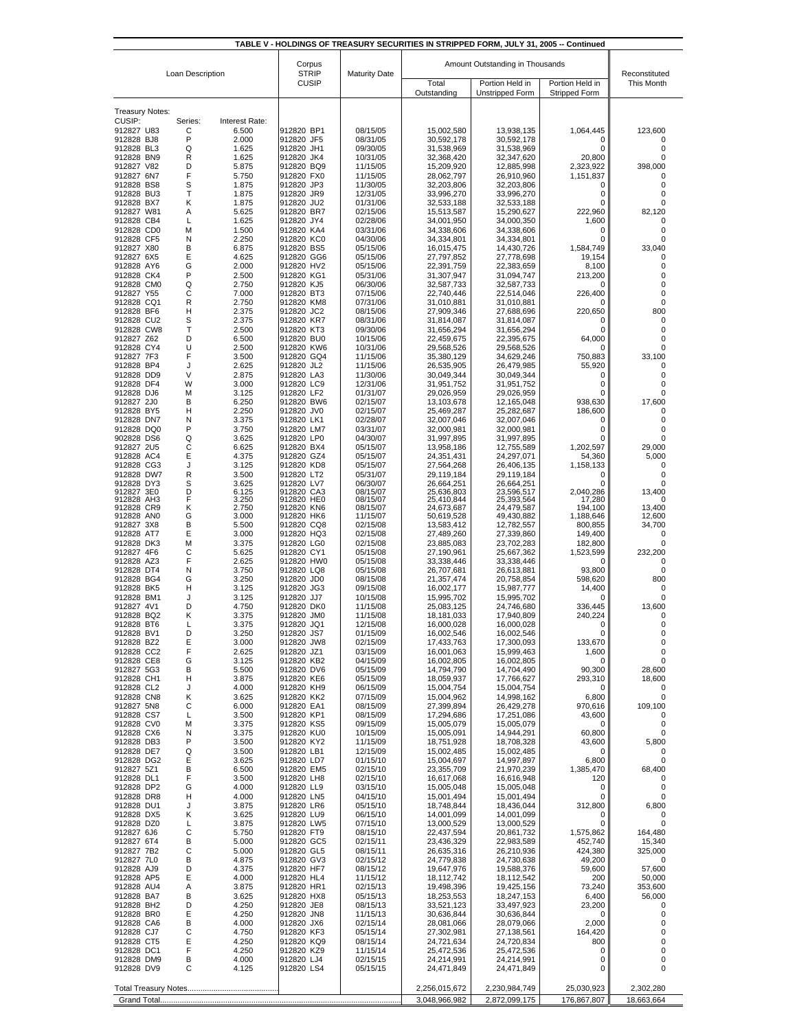## TABLE V - HOLDINGS OF TREASURY SECURITIES IN STRIPPED FORM, JULY 31, 2005 -- Continued

| Loan Description | | | Corpus STRIP CUSIP | Maturity Date | Amount Outstanding in Thousands | | | Reconstituted This Month |
|---|---|---|---|---|---|---|---|---|
| | | | | | Total Outstanding | Portion Held in Unstripped Form | Portion Held in Stripped Form | |
| **Treasury Notes:** | | | | | | | | |
| CUSIP: | Series: | Interest Rate: | | | | | | |
| 912827 U83 | C | 6.500 | 912820 BP1 | 08/15/05 | 15,002,580 | 13,938,135 | 1,064,445 | 123,600 |
| 912828 BJ8 | P | 2.000 | 912820 JF5 | 08/31/05 | 30,592,178 | 30,592,178 | 0 | 0 |
| 912828 BL3 | Q | 1.625 | 912820 JH1 | 09/30/05 | 31,538,969 | 31,538,969 | 0 | 0 |
| 912828 BN9 | R | 1.625 | 912820 JK4 | 10/31/05 | 32,368,420 | 32,347,620 | 20,800 | 0 |
| 912827 V82 | D | 5.875 | 912820 BQ9 | 11/15/05 | 15,209,920 | 12,885,998 | 2,323,922 | 398,000 |
| 912827 6N7 | F | 5.750 | 912820 FX0 | 11/15/05 | 28,062,797 | 26,910,960 | 1,151,837 | 0 |
| 912828 BS8 | S | 1.875 | 912820 JP3 | 11/30/05 | 32,203,806 | 32,203,806 | 0 | 0 |
| 912828 BU3 | T | 1.875 | 912820 JR9 | 12/31/05 | 33,996,270 | 33,996,270 | 0 | 0 |
| 912828 BX7 | K | 1.875 | 912820 JU2 | 01/31/06 | 32,533,188 | 32,533,188 | 0 | 0 |
| 912827 W81 | A | 5.625 | 912820 BR7 | 02/15/06 | 15,513,587 | 15,290,627 | 222,960 | 82,120 |
| 912828 CB4 | L | 1.625 | 912820 JY4 | 02/28/06 | 34,001,950 | 34,000,350 | 1,600 | 0 |
| 912828 CD0 | M | 1.500 | 912820 KA4 | 03/31/06 | 34,338,606 | 34,338,606 | 0 | 0 |
| 912828 CF5 | N | 2.250 | 912820 KC0 | 04/30/06 | 34,334,801 | 34,334,801 | 0 | 0 |
| 912827 X80 | B | 6.875 | 912820 BS5 | 05/15/06 | 16,015,475 | 14,430,726 | 1,584,749 | 33,040 |
| 912827 6X5 | E | 4.625 | 912820 GG6 | 05/15/06 | 27,797,852 | 27,778,698 | 19,154 | 0 |
| 912828 AY6 | G | 2.000 | 912820 HV2 | 05/15/06 | 22,391,759 | 22,383,659 | 8,100 | 0 |
| 912828 CK4 | P | 2.500 | 912820 KG1 | 05/31/06 | 31,307,947 | 31,094,747 | 213,200 | 0 |
| 912828 CM0 | Q | 2.750 | 912820 KJ5 | 06/30/06 | 32,587,733 | 32,587,733 | 0 | 0 |
| 912827 Y55 | C | 7.000 | 912820 BT3 | 07/15/06 | 22,740,446 | 22,514,046 | 226,400 | 0 |
| 912828 CQ1 | R | 2.750 | 912820 KM8 | 07/31/06 | 31,010,881 | 31,010,881 | 0 | 0 |
| 912828 BF6 | H | 2.375 | 912820 JC2 | 08/15/06 | 27,909,346 | 27,688,696 | 220,650 | 800 |
| 912828 CU2 | S | 2.375 | 912820 KR7 | 08/31/06 | 31,814,087 | 31,814,087 | 0 | 0 |
| 912828 CW8 | T | 2.500 | 912820 KT3 | 09/30/06 | 31,656,294 | 31,656,294 | 0 | 0 |
| 912827 Z62 | D | 6.500 | 912820 BU0 | 10/15/06 | 22,459,675 | 22,395,675 | 64,000 | 0 |
| 912828 CY4 | U | 2.500 | 912820 KW6 | 10/31/06 | 29,568,526 | 29,568,526 | 0 | 0 |
| 912827 7F3 | F | 3.500 | 912820 GQ4 | 11/15/06 | 35,380,129 | 34,629,246 | 750,883 | 33,100 |
| 912828 BP4 | J | 2.625 | 912820 JL2 | 11/15/06 | 26,535,905 | 26,479,985 | 55,920 | 0 |
| 912828 DD9 | V | 2.875 | 912820 LA3 | 11/30/06 | 30,049,344 | 30,049,344 | 0 | 0 |
| 912828 DF4 | W | 3.000 | 912820 LC9 | 12/31/06 | 31,951,752 | 31,951,752 | 0 | 0 |
| 912828 DJ6 | M | 3.125 | 912820 LF2 | 01/31/07 | 29,026,959 | 29,026,959 | 0 | 0 |
| 912827 2J0 | B | 6.250 | 912820 BW6 | 02/15/07 | 13,103,678 | 12,165,048 | 938,630 | 17,600 |
| 912828 BY5 | H | 2.250 | 912820 JV0 | 02/15/07 | 25,469,287 | 25,282,687 | 186,600 | 0 |
| 912828 DN7 | N | 3.375 | 912820 LK1 | 02/28/07 | 32,007,046 | 32,007,046 | 0 | 0 |
| 912828 DQ0 | P | 3.750 | 912820 LM7 | 03/31/07 | 32,000,981 | 32,000,981 | 0 | 0 |
| 902828 DS6 | Q | 3.625 | 912820 LP0 | 04/30/07 | 31,997,895 | 31,997,895 | 0 | 0 |
| 912827 2U5 | C | 6.625 | 912820 BX4 | 05/15/07 | 13,958,186 | 12,755,589 | 1,202,597 | 29,000 |
| 912828 AC4 | E | 4.375 | 912820 GZ4 | 05/15/07 | 24,351,431 | 24,297,071 | 54,360 | 5,000 |
| 912828 CG3 | J | 3.125 | 912820 KD8 | 05/15/07 | 27,564,268 | 26,406,135 | 1,158,133 | 0 |
| 912828 DW7 | R | 3.500 | 912820 LT2 | 05/31/07 | 29,119,184 | 29,119,184 | 0 | 0 |
| 912828 DY3 | S | 3.625 | 912820 LV7 | 06/30/07 | 26,664,251 | 26,664,251 | 0 | 0 |
| 912827 3E0 | D | 6.125 | 912820 CA3 | 08/15/07 | 25,636,803 | 23,596,517 | 2,040,286 | 13,400 |
| 912828 AH3 | F | 3.250 | 912820 HE0 | 08/15/07 | 25,410,844 | 25,393,564 | 17,280 | 0 |
| 912828 CR9 | K | 2.750 | 912820 KN6 | 08/15/07 | 24,673,687 | 24,479,587 | 194,100 | 13,400 |
| 912828 AN0 | G | 3.000 | 912820 HK6 | 11/15/07 | 50,619,528 | 49,430,882 | 1,188,646 | 12,600 |
| 912827 3X8 | B | 5.500 | 912820 CQ8 | 02/15/08 | 13,583,412 | 12,782,557 | 800,855 | 34,700 |
| 912828 AT7 | E | 3.000 | 912820 HQ3 | 02/15/08 | 27,489,260 | 27,339,860 | 149,400 | 0 |
| 912828 DK3 | M | 3.375 | 912820 LG0 | 02/15/08 | 23,885,083 | 23,702,283 | 182,800 | 0 |
| 912827 4F6 | C | 5.625 | 912820 CY1 | 05/15/08 | 27,190,961 | 25,667,362 | 1,523,599 | 232,200 |
| 912828 AZ3 | F | 2.625 | 912820 HW0 | 05/15/08 | 33,338,446 | 33,338,446 | 0 | 0 |
| 912828 DT4 | N | 3.750 | 912820 LQ8 | 05/15/08 | 26,707,681 | 26,613,881 | 93,800 | 0 |
| 912828 BG4 | G | 3.250 | 912820 JD0 | 08/15/08 | 21,357,474 | 20,758,854 | 598,620 | 800 |
| 912828 BK5 | H | 3.125 | 912820 JG3 | 09/15/08 | 16,002,177 | 15,987,777 | 14,400 | 0 |
| 912828 BM1 | J | 3.125 | 912820 JJ7 | 10/15/08 | 15,995,702 | 15,995,702 | 0 | 0 |
| 912827 4V1 | D | 4.750 | 912820 DK0 | 11/15/08 | 25,083,125 | 24,746,680 | 336,445 | 13,600 |
| 912828 BQ2 | K | 3.375 | 912820 JM0 | 11/15/08 | 18,181,033 | 17,940,809 | 240,224 | 0 |
| 912828 BT6 | L | 3.375 | 912820 JQ1 | 12/15/08 | 16,000,028 | 16,000,028 | 0 | 0 |
| 912828 BV1 | D | 3.250 | 912820 JS7 | 01/15/09 | 16,002,546 | 16,002,546 | 0 | 0 |
| 912828 BZ2 | E | 3.000 | 912820 JW8 | 02/15/09 | 17,433,763 | 17,300,093 | 133,670 | 0 |
| 912828 CC2 | F | 2.625 | 912820 JZ1 | 03/15/09 | 16,001,063 | 15,999,463 | 1,600 | 0 |
| 912828 CE8 | G | 3.125 | 912820 KB2 | 04/15/09 | 16,002,805 | 16,002,805 | 0 | 0 |
| 912827 5G3 | B | 5.500 | 912820 DV6 | 05/15/09 | 14,794,790 | 14,704,490 | 90,300 | 28,600 |
| 912828 CH1 | H | 3.875 | 912820 KE6 | 05/15/09 | 18,059,937 | 17,766,627 | 293,310 | 18,600 |
| 912828 CL2 | J | 4.000 | 912820 KH9 | 06/15/09 | 15,004,754 | 15,004,754 | 0 | 0 |
| 912828 CN8 | K | 3.625 | 912820 KK2 | 07/15/09 | 15,004,962 | 14,998,162 | 6,800 | 0 |
| 912827 5N8 | C | 6.000 | 912820 EA1 | 08/15/09 | 27,399,894 | 26,429,278 | 970,616 | 109,100 |
| 912828 CS7 | L | 3.500 | 912820 KP1 | 08/15/09 | 17,294,686 | 17,251,086 | 43,600 | 0 |
| 912828 CV0 | M | 3.375 | 912820 KS5 | 09/15/09 | 15,005,079 | 15,005,079 | 0 | 0 |
| 912828 CX6 | N | 3.375 | 912820 KU0 | 10/15/09 | 15,005,091 | 14,944,291 | 60,800 | 0 |
| 912828 DB3 | P | 3.500 | 912820 KY2 | 11/15/09 | 18,751,928 | 18,708,328 | 43,600 | 5,800 |
| 912828 DE7 | Q | 3.500 | 912820 LB1 | 12/15/09 | 15,002,485 | 15,002,485 | 0 | 0 |
| 912828 DG2 | E | 3.625 | 912820 LD7 | 01/15/10 | 15,004,697 | 14,997,897 | 6,800 | 0 |
| 912827 5Z1 | B | 6.500 | 912820 EM5 | 02/15/10 | 23,355,709 | 21,970,239 | 1,385,470 | 68,400 |
| 912828 DL1 | F | 3.500 | 912820 LH8 | 02/15/10 | 16,617,068 | 16,616,948 | 120 | 0 |
| 912828 DP2 | G | 4.000 | 912820 LL9 | 03/15/10 | 15,005,048 | 15,005,048 | 0 | 0 |
| 912828 DR8 | H | 4.000 | 912820 LN5 | 04/15/10 | 15,001,494 | 15,001,494 | 0 | 0 |
| 912828 DU1 | J | 3.875 | 912820 LR6 | 05/15/10 | 18,748,844 | 18,436,044 | 312,800 | 6,800 |
| 912828 DX5 | K | 3.625 | 912820 LU9 | 06/15/10 | 14,001,099 | 14,001,099 | 0 | 0 |
| 912828 DZ0 | L | 3.875 | 912820 LW5 | 07/15/10 | 13,000,529 | 13,000,529 | 0 | 0 |
| 912827 6J6 | C | 5.750 | 912820 FT9 | 08/15/10 | 22,437,594 | 20,861,732 | 1,575,862 | 164,480 |
| 912827 6T4 | B | 5.000 | 912820 GC5 | 02/15/11 | 23,436,329 | 22,983,589 | 452,740 | 15,340 |
| 912827 7B2 | C | 5.000 | 912820 GL5 | 08/15/11 | 26,635,316 | 26,210,936 | 424,380 | 325,000 |
| 912827 7L0 | B | 4.875 | 912820 GV3 | 02/15/12 | 24,779,838 | 24,730,638 | 49,200 | 0 |
| 912828 AJ9 | D | 4.375 | 912820 HF7 | 08/15/12 | 19,647,976 | 19,588,376 | 59,600 | 57,600 |
| 912828 AP5 | E | 4.000 | 912820 HL4 | 11/15/12 | 18,112,742 | 18,112,542 | 200 | 50,000 |
| 912828 AU4 | A | 3.875 | 912820 HR1 | 02/15/13 | 19,498,396 | 19,425,156 | 73,240 | 353,600 |
| 912828 BA7 | B | 3.625 | 912820 HX8 | 05/15/13 | 18,253,553 | 18,247,153 | 6,400 | 56,000 |
| 912828 BH2 | D | 4.250 | 912820 JE8 | 08/15/13 | 33,521,123 | 33,497,923 | 23,200 | 0 |
| 912828 BR0 | E | 4.250 | 912820 JN8 | 11/15/13 | 30,636,844 | 30,636,844 | 0 | 0 |
| 912828 CA6 | B | 4.000 | 912820 JX6 | 02/15/14 | 28,081,066 | 28,079,066 | 2,000 | 0 |
| 912828 CJ7 | C | 4.750 | 912820 KF3 | 05/15/14 | 27,302,981 | 27,138,561 | 164,420 | 0 |
| 912828 CT5 | E | 4.250 | 912820 KQ9 | 08/15/14 | 24,721,634 | 24,720,834 | 800 | 0 |
| 912828 DC1 | F | 4.250 | 912820 KZ9 | 11/15/14 | 25,472,536 | 25,472,536 | 0 | 0 |
| 912828 DM9 | B | 4.000 | 912820 LJ4 | 02/15/15 | 24,214,991 | 24,214,991 | 0 | 0 |
| 912828 DV9 | C | 4.125 | 912820 LS4 | 05/15/15 | 24,471,849 | 24,471,849 | 0 | 0 |
| Total Treasury Notes | | | | | 2,256,015,672 | 2,230,984,749 | 25,030,923 | 2,302,280 |
| Grand Total | | | | | 3,048,966,982 | 2,872,099,175 | 176,867,807 | 18,663,664 |